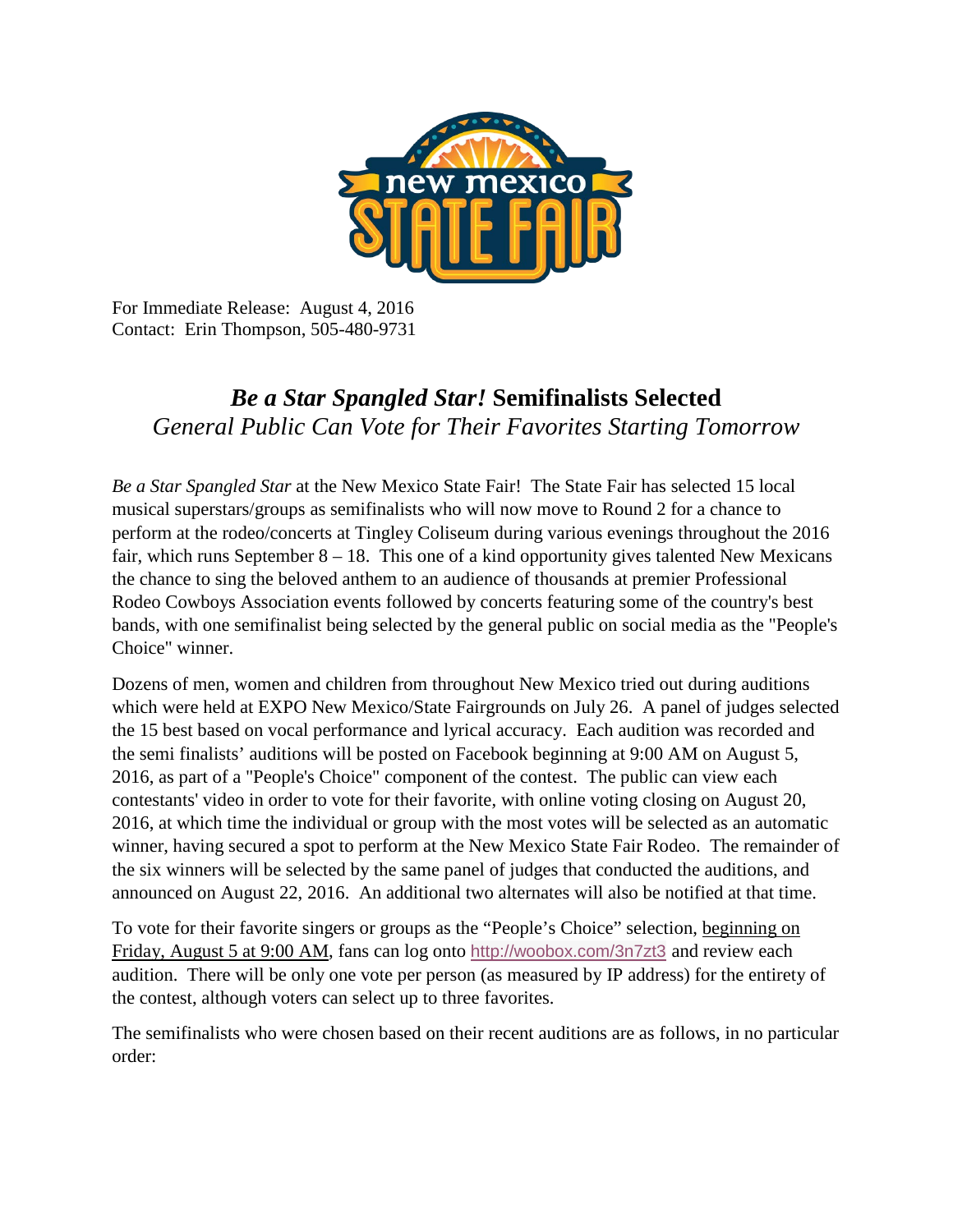For Immediate Release: August 4, 2016
Contact: Erin Thompson, 505-480-9731

# ***Be a Star Spangled Star!* Semifinalists Selected**

## *General Public Can Vote for Their Favorites Starting Tomorrow*

*Be a Star Spangled Star* at the New Mexico State Fair! The State Fair has selected 15 local musical superstars/groups as semifinalists who will now move to Round 2 for a chance to perform at the rodeo/concerts at Tingley Coliseum during various evenings throughout the 2016 fair, which runs September 8 – 18. This one of a kind opportunity gives talented New Mexicans the chance to sing the beloved anthem to an audience of thousands at premier Professional Rodeo Cowboys Association events followed by concerts featuring some of the country's best bands, with one semifinalist being selected by the general public on social media as the "People's Choice" winner.

Dozens of men, women and children from throughout New Mexico tried out during auditions which were held at EXPO New Mexico/State Fairgrounds on July 26. A panel of judges selected the 15 best based on vocal performance and lyrical accuracy. Each audition was recorded and the semi finalists' auditions will be posted on Facebook beginning at 9:00 AM on August 5, 2016, as part of a "People's Choice" component of the contest. The public can view each contestants' video in order to vote for their favorite, with online voting closing on August 20, 2016, at which time the individual or group with the most votes will be selected as an automatic winner, having secured a spot to perform at the New Mexico State Fair Rodeo. The remainder of the six winners will be selected by the same panel of judges that conducted the auditions, and announced on August 22, 2016. An additional two alternates will also be notified at that time.

To vote for their favorite singers or groups as the "People's Choice" selection, <u>beginning on Friday, August 5 at 9:00 AM</u>, fans can log onto http://woobox.com/3n7zt3 and review each audition. There will be only one vote per person (as measured by IP address) for the entirety of the contest, although voters can select up to three favorites.

The semifinalists who were chosen based on their recent auditions are as follows, in no particular order: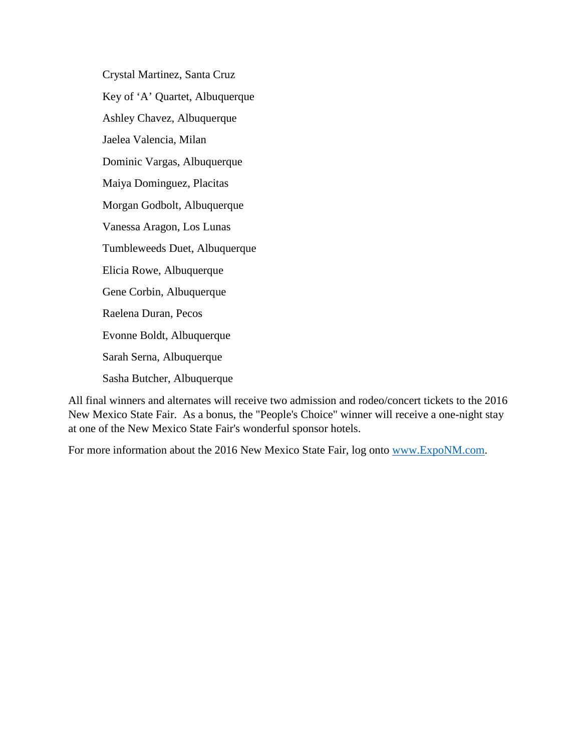Crystal Martinez, Santa Cruz

Key of ‘A’ Quartet, Albuquerque

Ashley Chavez, Albuquerque

Jaelea Valencia, Milan

Dominic Vargas, Albuquerque

Maiya Dominguez, Placitas

Morgan Godbolt, Albuquerque

Vanessa Aragon, Los Lunas

Tumbleweeds Duet, Albuquerque

Elicia Rowe, Albuquerque

Gene Corbin, Albuquerque

Raelena Duran, Pecos

Evonne Boldt, Albuquerque

Sarah Serna, Albuquerque

Sasha Butcher, Albuquerque

All final winners and alternates will receive two admission and rodeo/concert tickets to the 2016 New Mexico State Fair. As a bonus, the "People's Choice" winner will receive a one-night stay at one of the New Mexico State Fair's wonderful sponsor hotels.

For more information about the 2016 New Mexico State Fair, log onto [www.ExpoNM.com](http://www.ExpoNM.com).